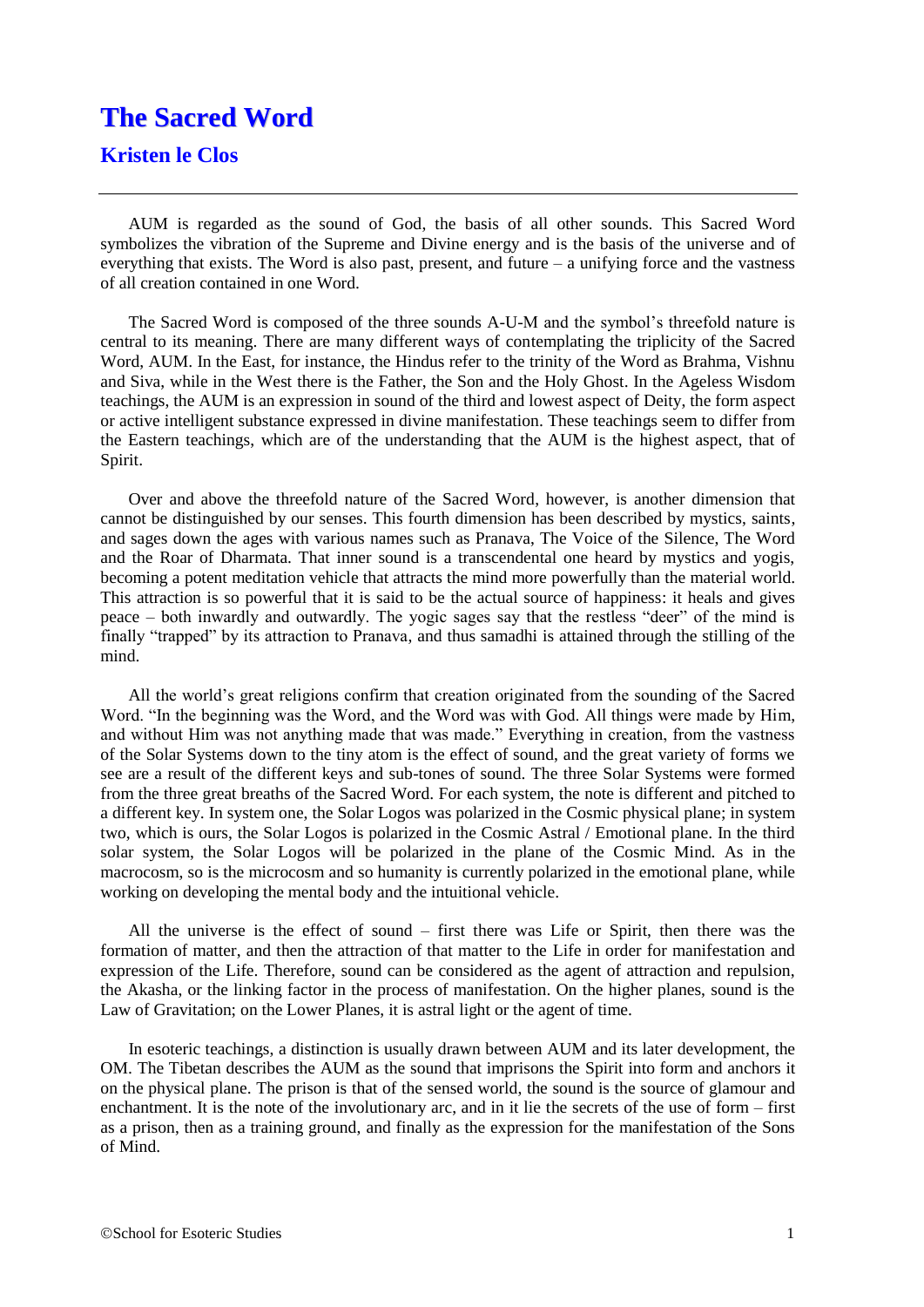# The Sacred Word

## Kristen le Clos

---

AUM is regarded as the sound of God, the basis of all other sounds. This Sacred Word symbolizes the vibration of the Supreme and Divine energy and is the basis of the universe and of everything that exists. The Word is also past, present, and future – a unifying force and the vastness of all creation contained in one Word.

The Sacred Word is composed of the three sounds A-U-M and the symbol's threefold nature is central to its meaning. There are many different ways of contemplating the triplicity of the Sacred Word, AUM. In the East, for instance, the Hindus refer to the trinity of the Word as Brahma, Vishnu and Siva, while in the West there is the Father, the Son and the Holy Ghost. In the Ageless Wisdom teachings, the AUM is an expression in sound of the third and lowest aspect of Deity, the form aspect or active intelligent substance expressed in divine manifestation. These teachings seem to differ from the Eastern teachings, which are of the understanding that the AUM is the highest aspect, that of Spirit.

Over and above the threefold nature of the Sacred Word, however, is another dimension that cannot be distinguished by our senses. This fourth dimension has been described by mystics, saints, and sages down the ages with various names such as Pranava, The Voice of the Silence, The Word and the Roar of Dharmata. That inner sound is a transcendental one heard by mystics and yogis, becoming a potent meditation vehicle that attracts the mind more powerfully than the material world. This attraction is so powerful that it is said to be the actual source of happiness: it heals and gives peace – both inwardly and outwardly. The yogic sages say that the restless "deer" of the mind is finally "trapped" by its attraction to Pranava, and thus samadhi is attained through the stilling of the mind.

All the world's great religions confirm that creation originated from the sounding of the Sacred Word. "In the beginning was the Word, and the Word was with God. All things were made by Him, and without Him was not anything made that was made." Everything in creation, from the vastness of the Solar Systems down to the tiny atom is the effect of sound, and the great variety of forms we see are a result of the different keys and sub-tones of sound. The three Solar Systems were formed from the three great breaths of the Sacred Word. For each system, the note is different and pitched to a different key. In system one, the Solar Logos was polarized in the Cosmic physical plane; in system two, which is ours, the Solar Logos is polarized in the Cosmic Astral / Emotional plane. In the third solar system, the Solar Logos will be polarized in the plane of the Cosmic Mind. As in the macrocosm, so is the microcosm and so humanity is currently polarized in the emotional plane, while working on developing the mental body and the intuitional vehicle.

All the universe is the effect of sound – first there was Life or Spirit, then there was the formation of matter, and then the attraction of that matter to the Life in order for manifestation and expression of the Life. Therefore, sound can be considered as the agent of attraction and repulsion, the Akasha, or the linking factor in the process of manifestation. On the higher planes, sound is the Law of Gravitation; on the Lower Planes, it is astral light or the agent of time.

In esoteric teachings, a distinction is usually drawn between AUM and its later development, the OM. The Tibetan describes the AUM as the sound that imprisons the Spirit into form and anchors it on the physical plane. The prison is that of the sensed world, the sound is the source of glamour and enchantment. It is the note of the involutionary arc, and in it lie the secrets of the use of form – first as a prison, then as a training ground, and finally as the expression for the manifestation of the Sons of Mind.

©School for Esoteric Studies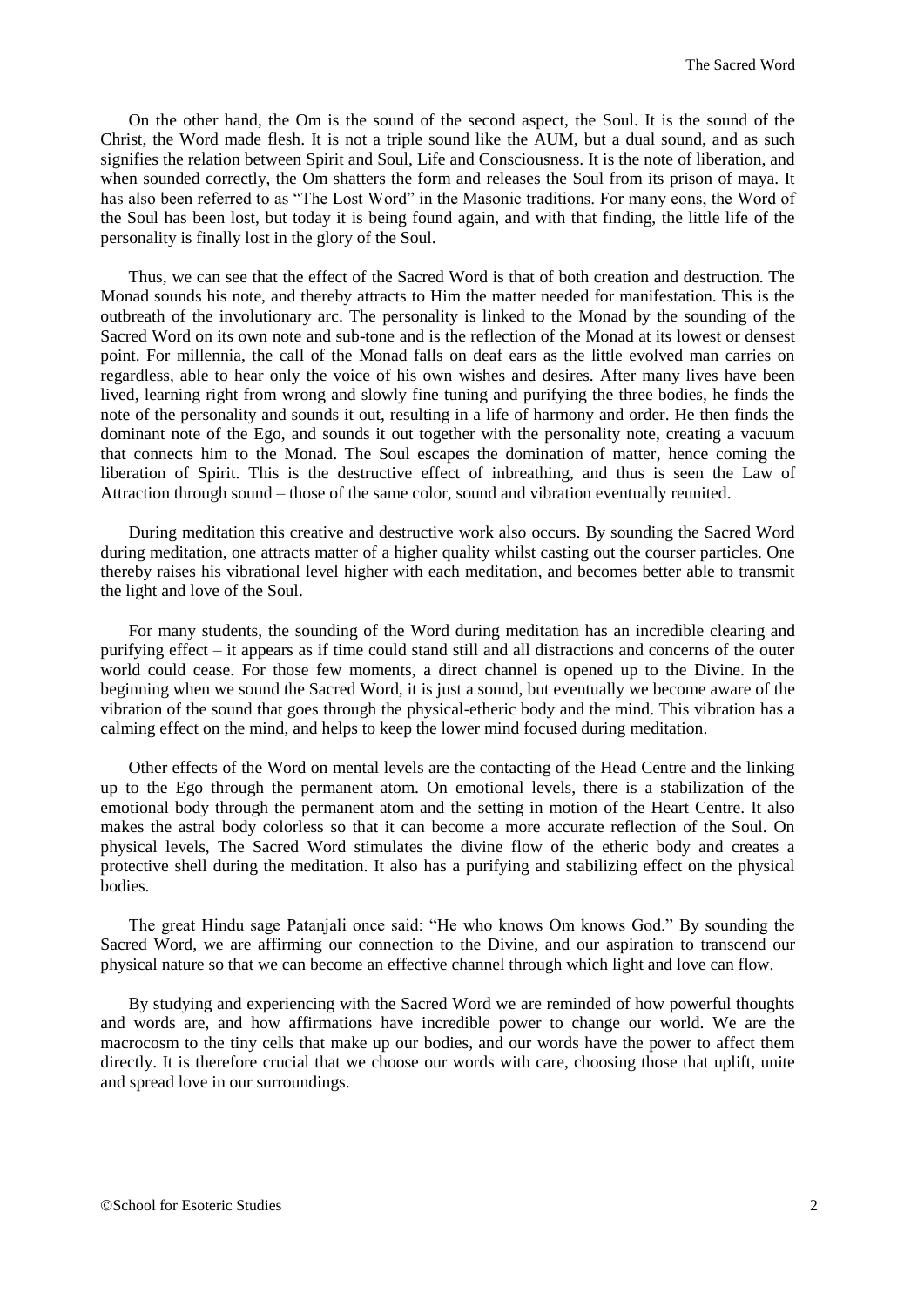On the other hand, the Om is the sound of the second aspect, the Soul. It is the sound of the Christ, the Word made flesh. It is not a triple sound like the AUM, but a dual sound, and as such signifies the relation between Spirit and Soul, Life and Consciousness. It is the note of liberation, and when sounded correctly, the Om shatters the form and releases the Soul from its prison of maya. It has also been referred to as "The Lost Word" in the Masonic traditions. For many eons, the Word of the Soul has been lost, but today it is being found again, and with that finding, the little life of the personality is finally lost in the glory of the Soul.

Thus, we can see that the effect of the Sacred Word is that of both creation and destruction. The Monad sounds his note, and thereby attracts to Him the matter needed for manifestation. This is the outbreath of the involutionary arc. The personality is linked to the Monad by the sounding of the Sacred Word on its own note and sub-tone and is the reflection of the Monad at its lowest or densest point. For millennia, the call of the Monad falls on deaf ears as the little evolved man carries on regardless, able to hear only the voice of his own wishes and desires. After many lives have been lived, learning right from wrong and slowly fine tuning and purifying the three bodies, he finds the note of the personality and sounds it out, resulting in a life of harmony and order. He then finds the dominant note of the Ego, and sounds it out together with the personality note, creating a vacuum that connects him to the Monad. The Soul escapes the domination of matter, hence coming the liberation of Spirit. This is the destructive effect of inbreathing, and thus is seen the Law of Attraction through sound – those of the same color, sound and vibration eventually reunited.

During meditation this creative and destructive work also occurs. By sounding the Sacred Word during meditation, one attracts matter of a higher quality whilst casting out the courser particles. One thereby raises his vibrational level higher with each meditation, and becomes better able to transmit the light and love of the Soul.

For many students, the sounding of the Word during meditation has an incredible clearing and purifying effect – it appears as if time could stand still and all distractions and concerns of the outer world could cease. For those few moments, a direct channel is opened up to the Divine. In the beginning when we sound the Sacred Word, it is just a sound, but eventually we become aware of the vibration of the sound that goes through the physical-etheric body and the mind. This vibration has a calming effect on the mind, and helps to keep the lower mind focused during meditation.

Other effects of the Word on mental levels are the contacting of the Head Centre and the linking up to the Ego through the permanent atom. On emotional levels, there is a stabilization of the emotional body through the permanent atom and the setting in motion of the Heart Centre. It also makes the astral body colorless so that it can become a more accurate reflection of the Soul. On physical levels, The Sacred Word stimulates the divine flow of the etheric body and creates a protective shell during the meditation. It also has a purifying and stabilizing effect on the physical bodies.

The great Hindu sage Patanjali once said: "He who knows Om knows God." By sounding the Sacred Word, we are affirming our connection to the Divine, and our aspiration to transcend our physical nature so that we can become an effective channel through which light and love can flow.

By studying and experiencing with the Sacred Word we are reminded of how powerful thoughts and words are, and how affirmations have incredible power to change our world. We are the macrocosm to the tiny cells that make up our bodies, and our words have the power to affect them directly. It is therefore crucial that we choose our words with care, choosing those that uplift, unite and spread love in our surroundings.

©School for Esoteric Studies